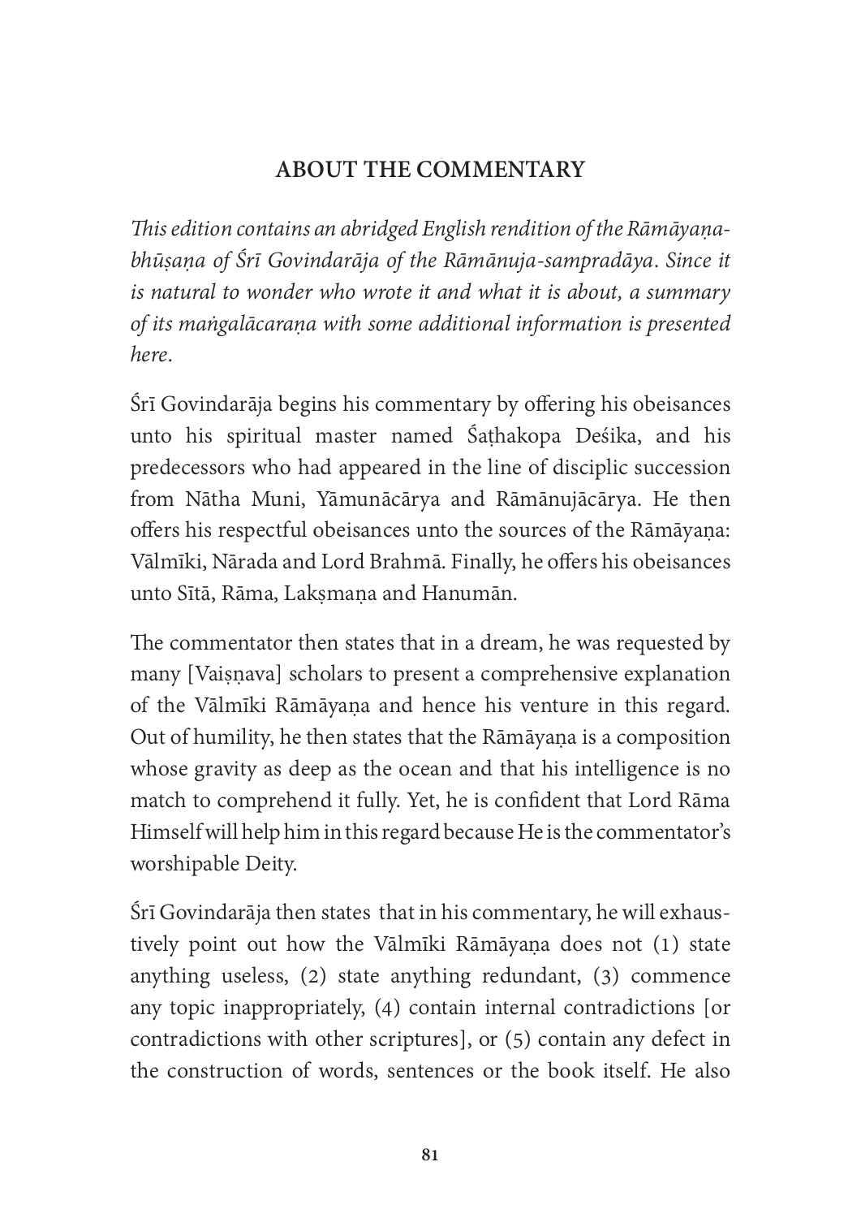## ABOUT THE COMMENTARY

*This edition contains an abridged English rendition of the Rāmāyaṇa-bhūṣaṇa of Śrī Govindarāja of the Rāmānuja-sampradāya. Since it is natural to wonder who wrote it and what it is about, a summary of its maṅgalācaraṇa with some additional information is presented here.*

Śrī Govindarāja begins his commentary by offering his obeisances unto his spiritual master named Śaṭhakopa Deśika, and his predecessors who had appeared in the line of disciplic succession from Nātha Muni, Yāmunācārya and Rāmānujācārya. He then offers his respectful obeisances unto the sources of the Rāmāyaṇa: Vālmīki, Nārada and Lord Brahmā. Finally, he offers his obeisances unto Sītā, Rāma, Lakṣmaṇa and Hanumān.

The commentator then states that in a dream, he was requested by many [Vaiṣṇava] scholars to present a comprehensive explanation of the Vālmīki Rāmāyaṇa and hence his venture in this regard. Out of humility, he then states that the Rāmāyaṇa is a composition whose gravity as deep as the ocean and that his intelligence is no match to comprehend it fully. Yet, he is confident that Lord Rāma Himself will help him in this regard because He is the commentator's worshipable Deity.

Śrī Govindarāja then states that in his commentary, he will exhaustively point out how the Vālmīki Rāmāyaṇa does not (1) state anything useless, (2) state anything redundant, (3) commence any topic inappropriately, (4) contain internal contradictions [or contradictions with other scriptures], or (5) contain any defect in the construction of words, sentences or the book itself. He also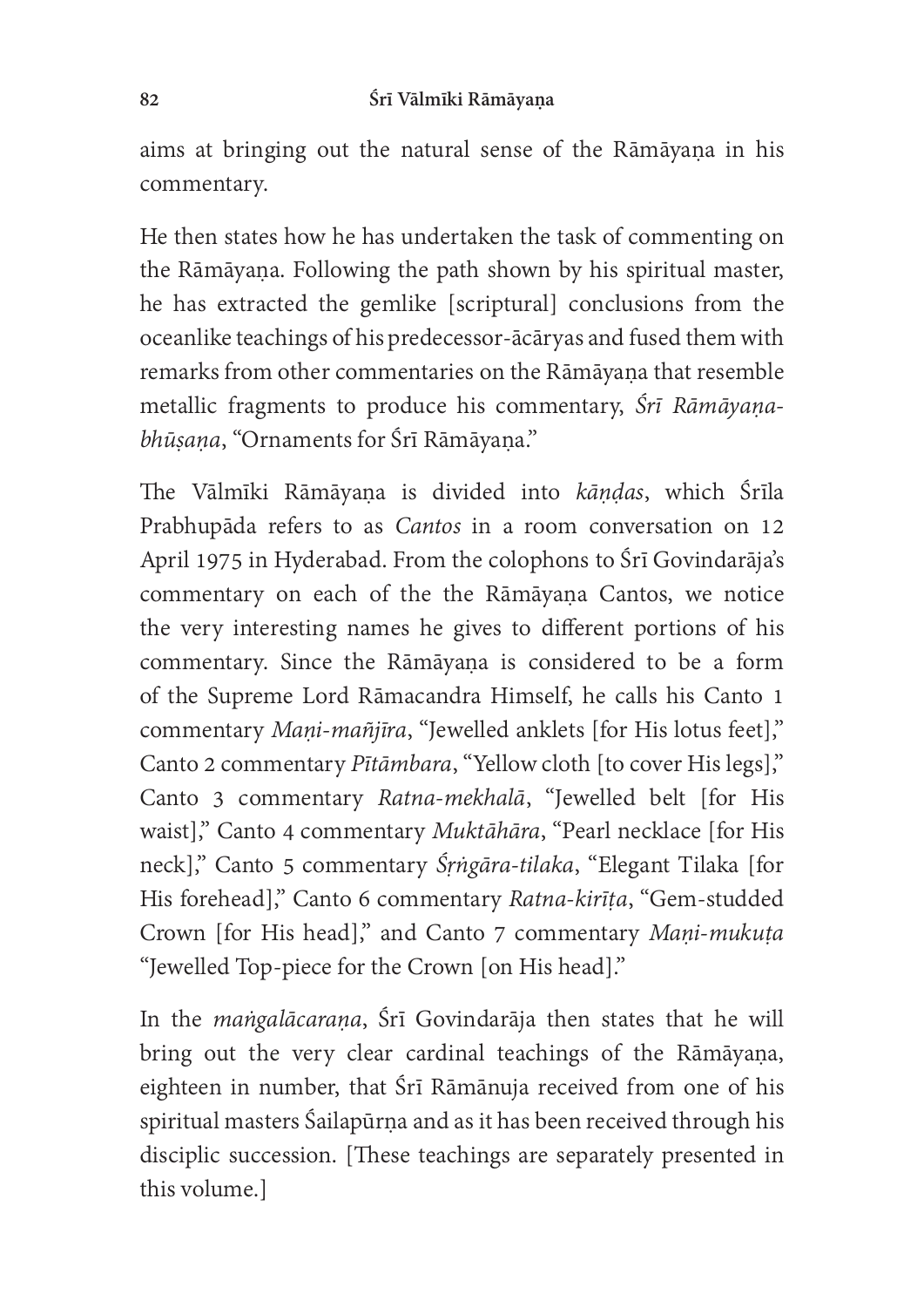aims at bringing out the natural sense of the Rāmāyaṇa in his commentary.

He then states how he has undertaken the task of commenting on the Rāmāyaṇa. Following the path shown by his spiritual master, he has extracted the gemlike [scriptural] conclusions from the oceanlike teachings of his predecessor-ācāryas and fused them with remarks from other commentaries on the Rāmāyaṇa that resemble metallic fragments to produce his commentary, *Śrī Rāmāyaṇa-bhūṣaṇa*, "Ornaments for Śrī Rāmāyaṇa."

The Vālmīki Rāmāyaṇa is divided into *kāṇḍas*, which Śrīla Prabhupāda refers to as *Cantos* in a room conversation on 12 April 1975 in Hyderabad. From the colophons to Śrī Govindarāja's commentary on each of the the Rāmāyaṇa Cantos, we notice the very interesting names he gives to different portions of his commentary. Since the Rāmāyaṇa is considered to be a form of the Supreme Lord Rāmacandra Himself, he calls his Canto 1 commentary *Maṇi-mañjīra*, "Jewelled anklets [for His lotus feet]," Canto 2 commentary *Pītāmbara*, "Yellow cloth [to cover His legs]," Canto 3 commentary *Ratna-mekhalā*, "Jewelled belt [for His waist]," Canto 4 commentary *Muktāhāra*, "Pearl necklace [for His neck]," Canto 5 commentary *Śṛṅgāra-tilaka*, "Elegant Tilaka [for His forehead]," Canto 6 commentary *Ratna-kirīṭa*, "Gem-studded Crown [for His head]," and Canto 7 commentary *Maṇi-mukuṭa* "Jewelled Top-piece for the Crown [on His head]."

In the *maṅgalācaraṇa*, Śrī Govindarāja then states that he will bring out the very clear cardinal teachings of the Rāmāyaṇa, eighteen in number, that Śrī Rāmānuja received from one of his spiritual masters Śailapūrṇa and as it has been received through his disciplic succession. [These teachings are separately presented in this volume.]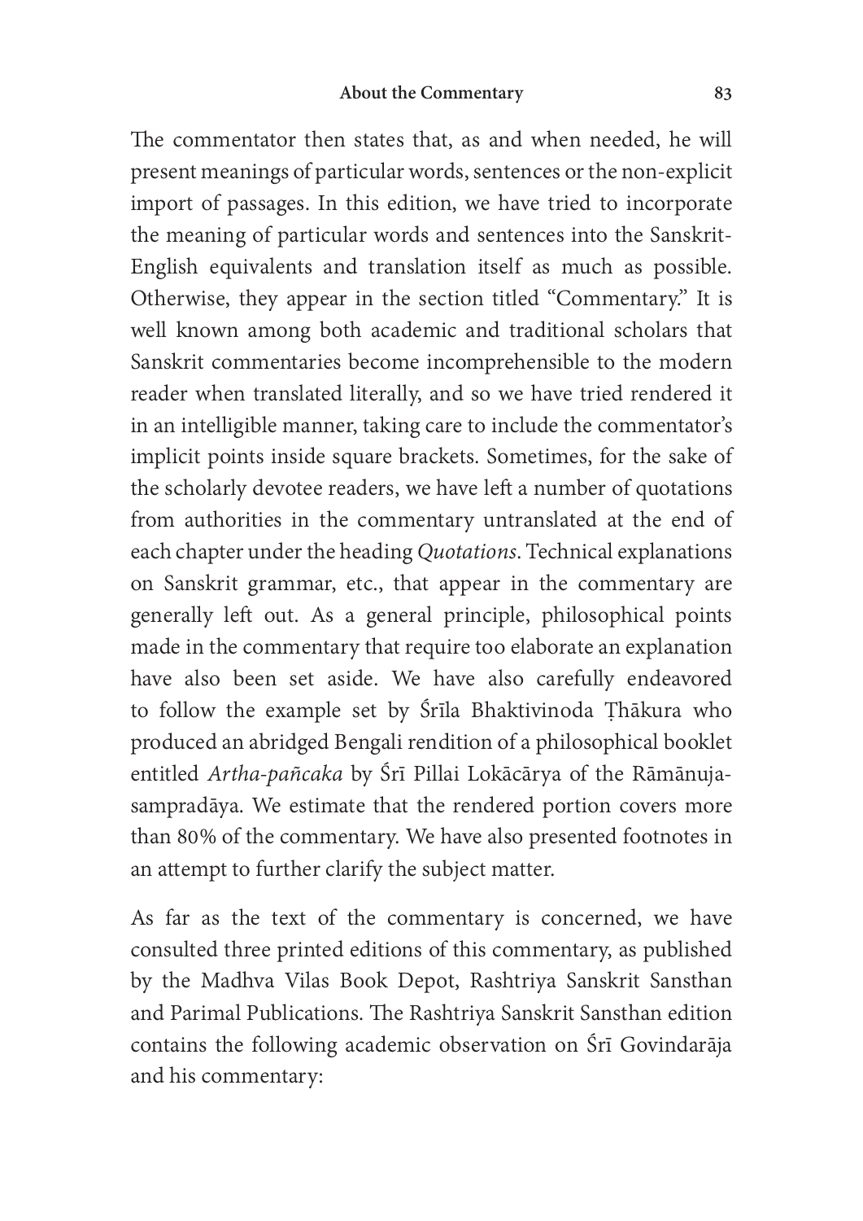The commentator then states that, as and when needed, he will present meanings of particular words, sentences or the non-explicit import of passages. In this edition, we have tried to incorporate the meaning of particular words and sentences into the Sanskrit-English equivalents and translation itself as much as possible. Otherwise, they appear in the section titled "Commentary." It is well known among both academic and traditional scholars that Sanskrit commentaries become incomprehensible to the modern reader when translated literally, and so we have tried rendered it in an intelligible manner, taking care to include the commentator's implicit points inside square brackets. Sometimes, for the sake of the scholarly devotee readers, we have left a number of quotations from authorities in the commentary untranslated at the end of each chapter under the heading *Quotations*. Technical explanations on Sanskrit grammar, etc., that appear in the commentary are generally left out. As a general principle, philosophical points made in the commentary that require too elaborate an explanation have also been set aside. We have also carefully endeavored to follow the example set by Śrīla Bhaktivinoda Ṭhākura who produced an abridged Bengali rendition of a philosophical booklet entitled *Artha-pañcaka* by Śrī Pillai Lokācārya of the Rāmānuja-sampradāya. We estimate that the rendered portion covers more than 80% of the commentary. We have also presented footnotes in an attempt to further clarify the subject matter.

As far as the text of the commentary is concerned, we have consulted three printed editions of this commentary, as published by the Madhva Vilas Book Depot, Rashtriya Sanskrit Sansthan and Parimal Publications. The Rashtriya Sanskrit Sansthan edition contains the following academic observation on Śrī Govindarāja and his commentary: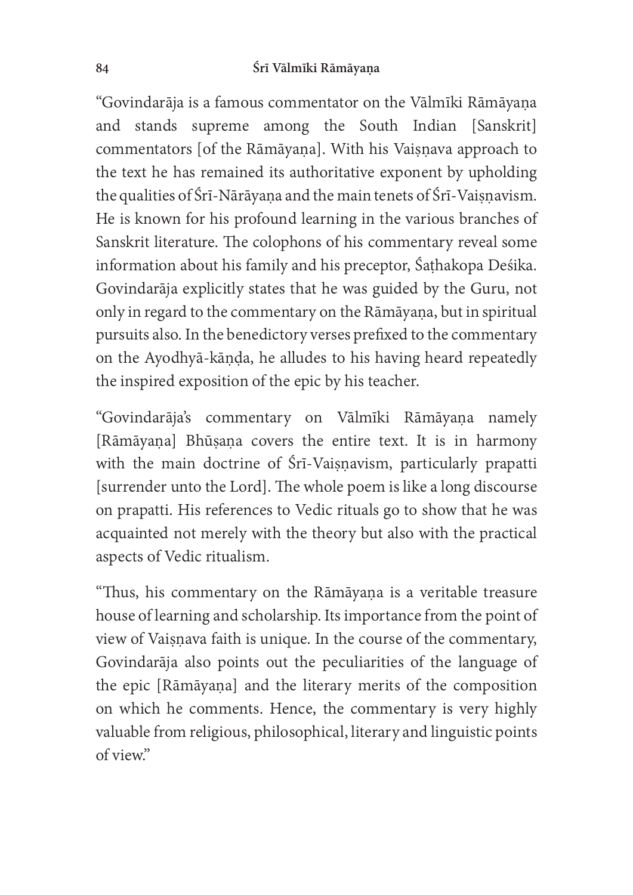"Govindarāja is a famous commentator on the Vālmīki Rāmāyaṇa and stands supreme among the South Indian [Sanskrit] commentators [of the Rāmāyaṇa]. With his Vaiṣṇava approach to the text he has remained its authoritative exponent by upholding the qualities of Śrī-Nārāyaṇa and the main tenets of Śrī-Vaiṣṇavism. He is known for his profound learning in the various branches of Sanskrit literature. The colophons of his commentary reveal some information about his family and his preceptor, Śaṭhakopa Deśika. Govindarāja explicitly states that he was guided by the Guru, not only in regard to the commentary on the Rāmāyaṇa, but in spiritual pursuits also. In the benedictory verses prefixed to the commentary on the Ayodhyā-kāṇḍa, he alludes to his having heard repeatedly the inspired exposition of the epic by his teacher.

"Govindarāja's commentary on Vālmīki Rāmāyaṇa namely [Rāmāyaṇa] Bhūṣaṇa covers the entire text. It is in harmony with the main doctrine of Śrī-Vaiṣṇavism, particularly prapatti [surrender unto the Lord]. The whole poem is like a long discourse on prapatti. His references to Vedic rituals go to show that he was acquainted not merely with the theory but also with the practical aspects of Vedic ritualism.

"Thus, his commentary on the Rāmāyaṇa is a veritable treasure house of learning and scholarship. Its importance from the point of view of Vaiṣṇava faith is unique. In the course of the commentary, Govindarāja also points out the peculiarities of the language of the epic [Rāmāyaṇa] and the literary merits of the composition on which he comments. Hence, the commentary is very highly valuable from religious, philosophical, literary and linguistic points of view."